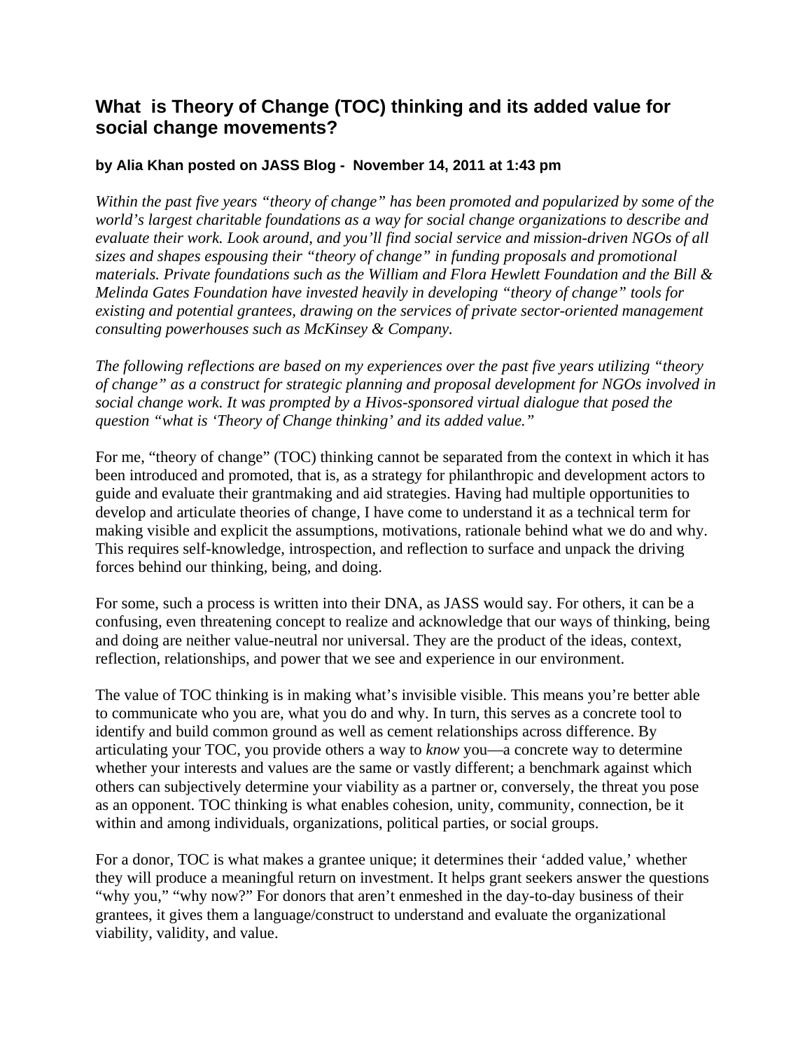## What is Theory of Change (TOC) thinking and its added value for social change movements?

**by Alia Khan posted on JASS Blog - November 14, 2011 at 1:43 pm**

*Within the past five years "theory of change" has been promoted and popularized by some of the world's largest charitable foundations as a way for social change organizations to describe and evaluate their work. Look around, and you'll find social service and mission-driven NGOs of all sizes and shapes espousing their "theory of change" in funding proposals and promotional materials. Private foundations such as the William and Flora Hewlett Foundation and the Bill & Melinda Gates Foundation have invested heavily in developing "theory of change" tools for existing and potential grantees, drawing on the services of private sector-oriented management consulting powerhouses such as McKinsey & Company.*

*The following reflections are based on my experiences over the past five years utilizing "theory of change" as a construct for strategic planning and proposal development for NGOs involved in social change work. It was prompted by a Hivos-sponsored virtual dialogue that posed the question "what is 'Theory of Change thinking' and its added value."*

For me, "theory of change" (TOC) thinking cannot be separated from the context in which it has been introduced and promoted, that is, as a strategy for philanthropic and development actors to guide and evaluate their grantmaking and aid strategies. Having had multiple opportunities to develop and articulate theories of change, I have come to understand it as a technical term for making visible and explicit the assumptions, motivations, rationale behind what we do and why. This requires self-knowledge, introspection, and reflection to surface and unpack the driving forces behind our thinking, being, and doing.

For some, such a process is written into their DNA, as JASS would say. For others, it can be a confusing, even threatening concept to realize and acknowledge that our ways of thinking, being and doing are neither value-neutral nor universal. They are the product of the ideas, context, reflection, relationships, and power that we see and experience in our environment.

The value of TOC thinking is in making what's invisible visible. This means you're better able to communicate who you are, what you do and why. In turn, this serves as a concrete tool to identify and build common ground as well as cement relationships across difference. By articulating your TOC, you provide others a way to *know* you—a concrete way to determine whether your interests and values are the same or vastly different; a benchmark against which others can subjectively determine your viability as a partner or, conversely, the threat you pose as an opponent. TOC thinking is what enables cohesion, unity, community, connection, be it within and among individuals, organizations, political parties, or social groups.

For a donor, TOC is what makes a grantee unique; it determines their 'added value,' whether they will produce a meaningful return on investment. It helps grant seekers answer the questions "why you," "why now?" For donors that aren't enmeshed in the day-to-day business of their grantees, it gives them a language/construct to understand and evaluate the organizational viability, validity, and value.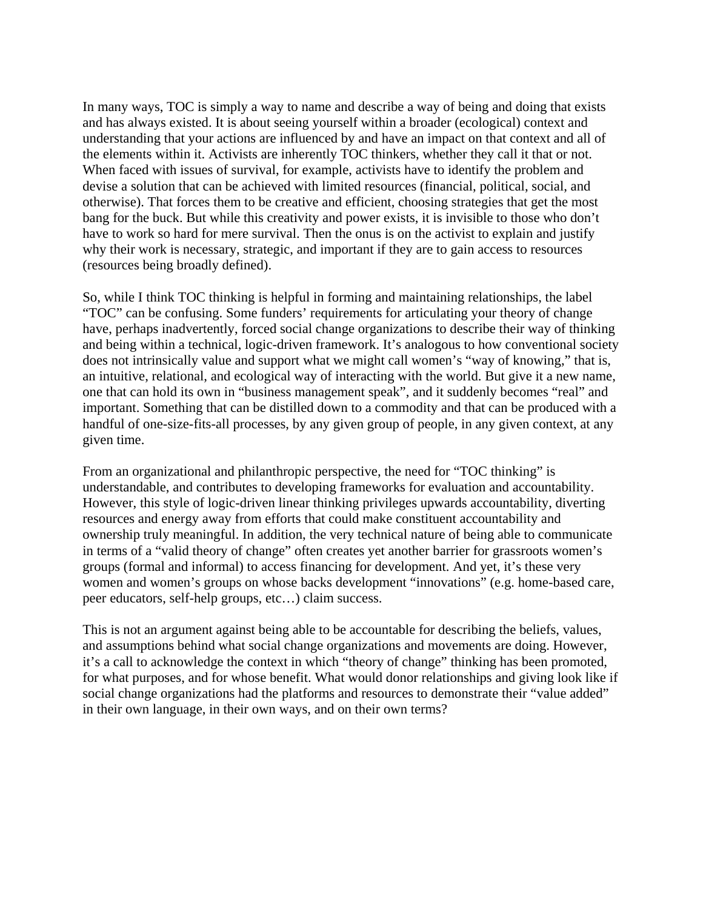In many ways, TOC is simply a way to name and describe a way of being and doing that exists and has always existed. It is about seeing yourself within a broader (ecological) context and understanding that your actions are influenced by and have an impact on that context and all of the elements within it. Activists are inherently TOC thinkers, whether they call it that or not. When faced with issues of survival, for example, activists have to identify the problem and devise a solution that can be achieved with limited resources (financial, political, social, and otherwise). That forces them to be creative and efficient, choosing strategies that get the most bang for the buck. But while this creativity and power exists, it is invisible to those who don't have to work so hard for mere survival. Then the onus is on the activist to explain and justify why their work is necessary, strategic, and important if they are to gain access to resources (resources being broadly defined).

So, while I think TOC thinking is helpful in forming and maintaining relationships, the label "TOC" can be confusing. Some funders' requirements for articulating your theory of change have, perhaps inadvertently, forced social change organizations to describe their way of thinking and being within a technical, logic-driven framework. It's analogous to how conventional society does not intrinsically value and support what we might call women's "way of knowing," that is, an intuitive, relational, and ecological way of interacting with the world. But give it a new name, one that can hold its own in "business management speak", and it suddenly becomes "real" and important. Something that can be distilled down to a commodity and that can be produced with a handful of one-size-fits-all processes, by any given group of people, in any given context, at any given time.

From an organizational and philanthropic perspective, the need for "TOC thinking" is understandable, and contributes to developing frameworks for evaluation and accountability. However, this style of logic-driven linear thinking privileges upwards accountability, diverting resources and energy away from efforts that could make constituent accountability and ownership truly meaningful. In addition, the very technical nature of being able to communicate in terms of a "valid theory of change" often creates yet another barrier for grassroots women's groups (formal and informal) to access financing for development. And yet, it's these very women and women's groups on whose backs development "innovations" (e.g. home-based care, peer educators, self-help groups, etc…) claim success.

This is not an argument against being able to be accountable for describing the beliefs, values, and assumptions behind what social change organizations and movements are doing. However, it's a call to acknowledge the context in which "theory of change" thinking has been promoted, for what purposes, and for whose benefit. What would donor relationships and giving look like if social change organizations had the platforms and resources to demonstrate their "value added" in their own language, in their own ways, and on their own terms?